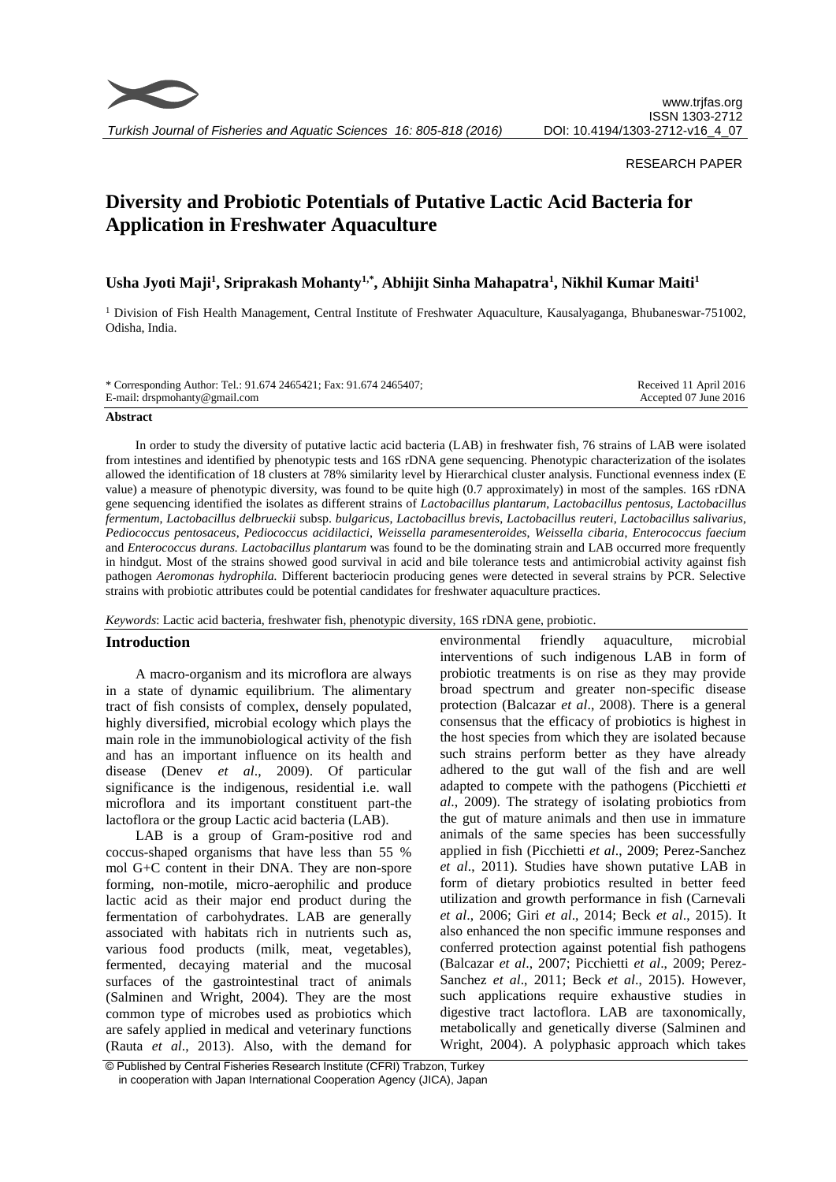RESEARCH PAPER

# Diversity and Probiotic Potentials of Putative Lactic Acid Bacteria for Application in Freshwater Aquaculture

**Usha Jyoti Maji[1], Sriprakash Mohanty[1,*], Abhijit Sinha Mahapatra[1], Nikhil Kumar Maiti[1]**

[1] Division of Fish Health Management, Central Institute of Freshwater Aquaculture, Kausalyaganga, Bhubaneswar-751002, Odisha, India.

* Corresponding Author: Tel.: 91.674 2465421; Fax: 91.674 2465407;
E-mail: drspmohanty@gmail.com

Received 11 April 2016
Accepted 07 June 2016

**Abstract**

In order to study the diversity of putative lactic acid bacteria (LAB) in freshwater fish, 76 strains of LAB were isolated from intestines and identified by phenotypic tests and 16S rDNA gene sequencing. Phenotypic characterization of the isolates allowed the identification of 18 clusters at 78% similarity level by Hierarchical cluster analysis. Functional evenness index (E value) a measure of phenotypic diversity, was found to be quite high (0.7 approximately) in most of the samples. 16S rDNA gene sequencing identified the isolates as different strains of *Lactobacillus plantarum*, *Lactobacillus pentosus*, *Lactobacillus fermentum*, *Lactobacillus delbrueckii* subsp. *bulgaricus*, *Lactobacillus brevis*, *Lactobacillus reuteri*, *Lactobacillus salivarius*, *Pediococcus pentosaceus*, *Pediococcus acidilactici*, *Weissella paramesenteroides*, *Weissella cibaria*, *Enterococcus faecium* and *Enterococcus durans. Lactobacillus plantarum* was found to be the dominating strain and LAB occurred more frequently in hindgut. Most of the strains showed good survival in acid and bile tolerance tests and antimicrobial activity against fish pathogen *Aeromonas hydrophila.* Different bacteriocin producing genes were detected in several strains by PCR. Selective strains with probiotic attributes could be potential candidates for freshwater aquaculture practices.

*Keywords*: Lactic acid bacteria, freshwater fish, phenotypic diversity, 16S rDNA gene, probiotic.

## Introduction

A macro-organism and its microflora are always in a state of dynamic equilibrium. The alimentary tract of fish consists of complex, densely populated, highly diversified, microbial ecology which plays the main role in the immunobiological activity of the fish and has an important influence on its health and disease (Denev *et al*., 2009). Of particular significance is the indigenous, residential i.e. wall microflora and its important constituent part-the lactoflora or the group Lactic acid bacteria (LAB).

LAB is a group of Gram-positive rod and coccus-shaped organisms that have less than 55 % mol G+C content in their DNA. They are non-spore forming, non-motile, micro-aerophilic and produce lactic acid as their major end product during the fermentation of carbohydrates. LAB are generally associated with habitats rich in nutrients such as, various food products (milk, meat, vegetables), fermented, decaying material and the mucosal surfaces of the gastrointestinal tract of animals (Salminen and Wright, 2004). They are the most common type of microbes used as probiotics which are safely applied in medical and veterinary functions (Rauta *et al*., 2013). Also, with the demand for environmental friendly aquaculture, microbial interventions of such indigenous LAB in form of probiotic treatments is on rise as they may provide broad spectrum and greater non-specific disease protection (Balcazar *et al*., 2008). There is a general consensus that the efficacy of probiotics is highest in the host species from which they are isolated because such strains perform better as they have already adhered to the gut wall of the fish and are well adapted to compete with the pathogens (Picchietti *et al*., 2009). The strategy of isolating probiotics from the gut of mature animals and then use in immature animals of the same species has been successfully applied in fish (Picchietti *et al*., 2009; Perez-Sanchez *et al*., 2011). Studies have shown putative LAB in form of dietary probiotics resulted in better feed utilization and growth performance in fish (Carnevali *et al*., 2006; Giri *et al*., 2014; Beck *et al*., 2015). It also enhanced the non specific immune responses and conferred protection against potential fish pathogens (Balcazar *et al*., 2007; Picchietti *et al*., 2009; Perez-Sanchez *et al*., 2011; Beck *et al*., 2015). However, such applications require exhaustive studies in digestive tract lactoflora. LAB are taxonomically, metabolically and genetically diverse (Salminen and Wright, 2004). A polyphasic approach which takes

© Published by Central Fisheries Research Institute (CFRI) Trabzon, Turkey in cooperation with Japan International Cooperation Agency (JICA), Japan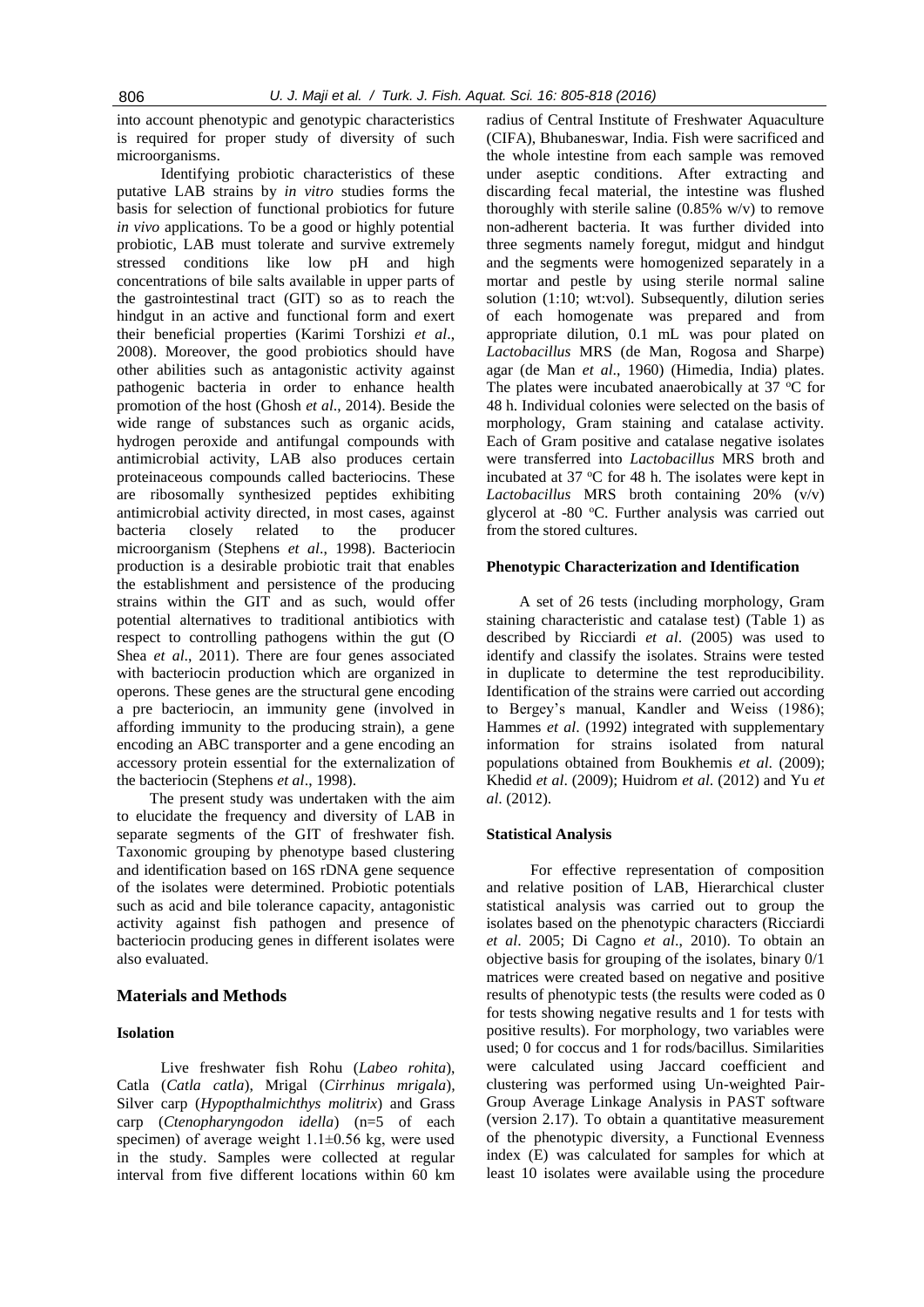into account phenotypic and genotypic characteristics is required for proper study of diversity of such microorganisms.

Identifying probiotic characteristics of these putative LAB strains by *in vitro* studies forms the basis for selection of functional probiotics for future *in vivo* applications. To be a good or highly potential probiotic, LAB must tolerate and survive extremely stressed conditions like low pH and high concentrations of bile salts available in upper parts of the gastrointestinal tract (GIT) so as to reach the hindgut in an active and functional form and exert their beneficial properties (Karimi Torshizi *et al*., 2008). Moreover, the good probiotics should have other abilities such as antagonistic activity against pathogenic bacteria in order to enhance health promotion of the host (Ghosh *et al*., 2014). Beside the wide range of substances such as organic acids, hydrogen peroxide and antifungal compounds with antimicrobial activity, LAB also produces certain proteinaceous compounds called bacteriocins. These are ribosomally synthesized peptides exhibiting antimicrobial activity directed, in most cases, against bacteria closely related to the producer microorganism (Stephens *et al*., 1998). Bacteriocin production is a desirable probiotic trait that enables the establishment and persistence of the producing strains within the GIT and as such, would offer potential alternatives to traditional antibiotics with respect to controlling pathogens within the gut (O Shea *et al*., 2011). There are four genes associated with bacteriocin production which are organized in operons. These genes are the structural gene encoding a pre bacteriocin, an immunity gene (involved in affording immunity to the producing strain), a gene encoding an ABC transporter and a gene encoding an accessory protein essential for the externalization of the bacteriocin (Stephens *et al*., 1998).

The present study was undertaken with the aim to elucidate the frequency and diversity of LAB in separate segments of the GIT of freshwater fish. Taxonomic grouping by phenotype based clustering and identification based on 16S rDNA gene sequence of the isolates were determined. Probiotic potentials such as acid and bile tolerance capacity, antagonistic activity against fish pathogen and presence of bacteriocin producing genes in different isolates were also evaluated.

## Materials and Methods

### Isolation

Live freshwater fish Rohu (*Labeo rohita*), Catla (*Catla catla*), Mrigal (*Cirrhinus mrigala*), Silver carp (*Hypopthalmichthys molitrix*) and Grass carp (*Ctenopharyngodon idella*) (n=5 of each specimen) of average weight 1.1±0.56 kg, were used in the study. Samples were collected at regular interval from five different locations within 60 km radius of Central Institute of Freshwater Aquaculture (CIFA), Bhubaneswar, India. Fish were sacrificed and the whole intestine from each sample was removed under aseptic conditions. After extracting and discarding fecal material, the intestine was flushed thoroughly with sterile saline (0.85% w/v) to remove non-adherent bacteria. It was further divided into three segments namely foregut, midgut and hindgut and the segments were homogenized separately in a mortar and pestle by using sterile normal saline solution (1:10; wt:vol). Subsequently, dilution series of each homogenate was prepared and from appropriate dilution, 0.1 mL was pour plated on *Lactobacillus* MRS (de Man, Rogosa and Sharpe) agar (de Man *et al*., 1960) (Himedia, India) plates. The plates were incubated anaerobically at 37 $^{o}$C for 48 h. Individual colonies were selected on the basis of morphology, Gram staining and catalase activity. Each of Gram positive and catalase negative isolates were transferred into *Lactobacillus* MRS broth and incubated at 37 $^{o}$C for 48 h. The isolates were kept in *Lactobacillus* MRS broth containing 20% (v/v) glycerol at -80 $^{o}$C. Further analysis was carried out from the stored cultures.

### Phenotypic Characterization and Identification

A set of 26 tests (including morphology, Gram staining characteristic and catalase test) (Table 1) as described by Ricciardi *et al*. (2005) was used to identify and classify the isolates. Strains were tested in duplicate to determine the test reproducibility. Identification of the strains were carried out according to Bergey's manual, Kandler and Weiss (1986); Hammes *et al*. (1992) integrated with supplementary information for strains isolated from natural populations obtained from Boukhemis *et al*. (2009); Khedid *et al*. (2009); Huidrom *et al.* (2012) and Yu *et al*. (2012).

### Statistical Analysis

For effective representation of composition and relative position of LAB, Hierarchical cluster statistical analysis was carried out to group the isolates based on the phenotypic characters (Ricciardi *et al*. 2005; Di Cagno *et al*., 2010). To obtain an objective basis for grouping of the isolates, binary 0/1 matrices were created based on negative and positive results of phenotypic tests (the results were coded as 0 for tests showing negative results and 1 for tests with positive results). For morphology, two variables were used; 0 for coccus and 1 for rods/bacillus. Similarities were calculated using Jaccard coefficient and clustering was performed using Un-weighted Pair-Group Average Linkage Analysis in PAST software (version 2.17). To obtain a quantitative measurement of the phenotypic diversity, a Functional Evenness index (E) was calculated for samples for which at least 10 isolates were available using the procedure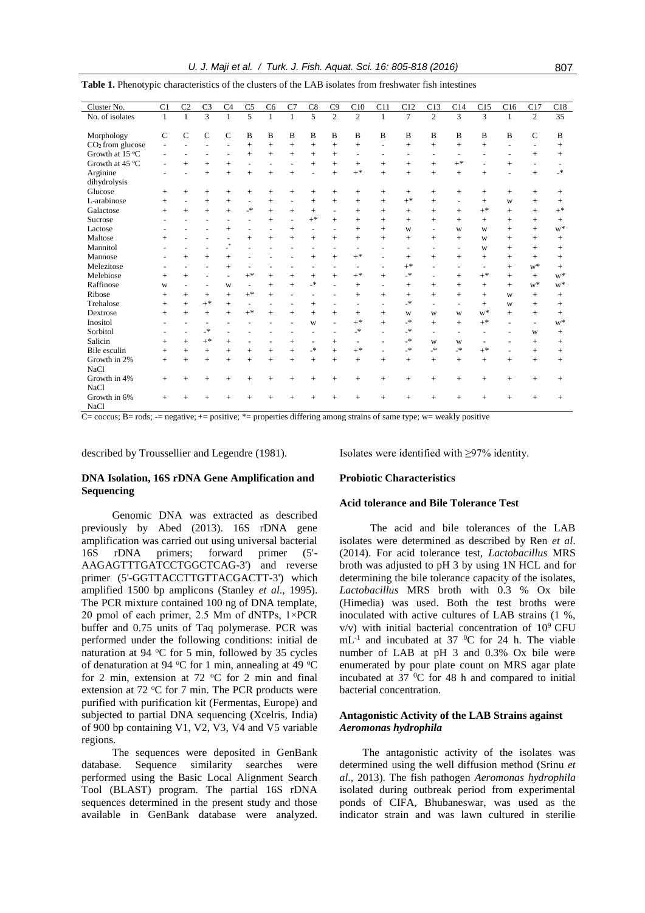**Table 1.** Phenotypic characteristics of the clusters of the LAB isolates from freshwater fish intestines

| Cluster No. | C1 | C2 | C3 | C4 | C5 | C6 | C7 | C8 | C9 | C10 | C11 | C12 | C13 | C14 | C15 | C16 | C17 | C18 |
|---|---|---|---|---|---|---|---|---|---|---|---|---|---|---|---|---|---|---|
| No. of isolates | 1 | 1 | 3 | 1 | 5 | 1 | 1 | 5 | 2 | 2 | 1 | 7 | 2 | 3 | 3 | 1 | 2 | 35 |
| Morphology | C | C | C | C | B | B | B | B | B | B | B | B | B | B | B | B | C | B |
| $CO_2$ from glucose | - | - | - | - | + | + | + | + | + | + | - | + | + | + | + | - | - | + |
| Growth at 15 ºC | - | - | - | - | + | + | + | + | + | - | - | - | - | - | - | - | + | + |
| Growth at 45 ºC | - | + | + | + | - | - | - | + | + | + | + | + | + | +* | - | + | - | - |
| Arginine dihydrolysis | - | - | + | + | + | + | + | - | + | +* | + | + | + | + | + | - | + | -* |
| Glucose | + | + | + | + | + | + | + | + | + | + | + | + | + | + | + | + | + | + |
| L-arabinose | + | - | + | + | - | + | - | + | + | + | + | +* | + | - | + | w | + | + |
| Galactose | + | + | + | + | -* | + | + | + | - | + | + | + | + | + | +* | + | + | +* |
| Sucrose | - | - | - | - | - | + | - | +* | + | + | + | + | + | + | + | + | + | + |
| Lactose | - | - | - | + | - | - | + | - | - | + | + | w | - | w | w | + | + | w* |
| Maltose | + | - | - | - | + | + | + | + | + | + | + | + | + | + | w | + | + | + |
| Mannitol | - | - | - | -* | - | - | - | - | - | - | - | - | - | - | w | + | + | + |
| Mannose | - | + | + | + | - | - | - | + | + | +* | - | + | + | + | + | + | + | + |
| Melezitose | - | - | - | + | - | - | - | - | - | - | - | +* | - | - | - | + | w* | + |
| Melebiose | + | + | - | - | +* | + | + | + | + | +* | + | -* | - | + | +* | + | + | w* |
| Raffinose | w | - | - | w | - | + | + | -* | - | + | - | + | + | + | + | + | w* | w* |
| Ribose | + | + | + | + | +* | + | - | - | - | + | + | + | + | + | + | w | + | + |
| Trehalose | + | + | +* | + | - | - | - | + | - | - | - | -* | - | - | + | w | + | + |
| Dextrose | + | + | + | + | +* | + | + | + | + | + | + | w | w | w | w* | + | + | + |
| Inositol | - | - | - | - | - | - | - | w | - | +* | + | -* | + | + | +* | - | - | w* |
| Sorbitol | - | - | -* | - | - | - | - | - | - | -* | - | -* | - | - | - | - | w | + |
| Salicin | + | + | +* | + | - | - | + | - | + | - | - | -* | w | w | - | - | + | + |
| Bile esculin | + | + | + | + | + | + | + | -* | + | +* | - | -* | -* | -* | +* | - | + | + |
| Growth in 2% NaCl | + | + | + | + | + | + | + | + | + | + | + | + | + | + | + | + | + | + |
| Growth in 4% NaCl | + | + | + | + | + | + | + | + | + | + | + | + | + | + | + | + | + | + |
| Growth in 6% NaCl | + | + | + | + | + | + | + | + | + | + | + | + | + | + | + | + | + | + |

C= coccus; B= rods; -= negative; += positive; *= properties differing among strains of same type; w= weakly positive

described by Troussellier and Legendre (1981).

### DNA Isolation, 16S rDNA Gene Amplification and Sequencing

Genomic DNA was extracted as described previously by Abed (2013). 16S rDNA gene amplification was carried out using universal bacterial 16S rDNA primers; forward primer (5'-AAGAGTTTGATCCTGGCTCAG-3') and reverse primer (5'-GGTTACCTTGTTACGACTT-3') which amplified 1500 bp amplicons (Stanley *et al*., 1995). The PCR mixture contained 100 ng of DNA template, 20 pmol of each primer, 2.5 Mm of dNTPs, 1×PCR buffer and 0.75 units of Taq polymerase. PCR was performed under the following conditions: initial de naturation at 94 ºC for 5 min, followed by 35 cycles of denaturation at 94 ºC for 1 min, annealing at 49 ºC for 2 min, extension at 72 ºC for 2 min and final extension at 72 ºC for 7 min. The PCR products were purified with purification kit (Fermentas, Europe) and subjected to partial DNA sequencing (Xcelris, India) of 900 bp containing V1, V2, V3, V4 and V5 variable regions.

The sequences were deposited in GenBank database. Sequence similarity searches were performed using the Basic Local Alignment Search Tool (BLAST) program. The partial 16S rDNA sequences determined in the present study and those available in GenBank database were analyzed. Isolates were identified with ≥97% identity.

### Probiotic Characteristics

### Acid tolerance and Bile Tolerance Test

The acid and bile tolerances of the LAB isolates were determined as described by Ren *et al*. (2014). For acid tolerance test, *Lactobacillus* MRS broth was adjusted to pH 3 by using 1N HCL and for determining the bile tolerance capacity of the isolates, *Lactobacillus* MRS broth with 0.3 % Ox bile (Himedia) was used. Both the test broths were inoculated with active cultures of LAB strains (1 %, v/v) with initial bacterial concentration of $10^9$ CFU $mL^{-1}$ and incubated at 37 ºC for 24 h. The viable number of LAB at pH 3 and 0.3% Ox bile were enumerated by pour plate count on MRS agar plate incubated at 37 ºC for 48 h and compared to initial bacterial concentration.

### Antagonistic Activity of the LAB Strains against *Aeromonas hydrophila*

The antagonistic activity of the isolates was determined using the well diffusion method (Srinu *et al*., 2013). The fish pathogen *Aeromonas hydrophila* isolated during outbreak period from experimental ponds of CIFA, Bhubaneswar, was used as the indicator strain and was lawn cultured in sterilie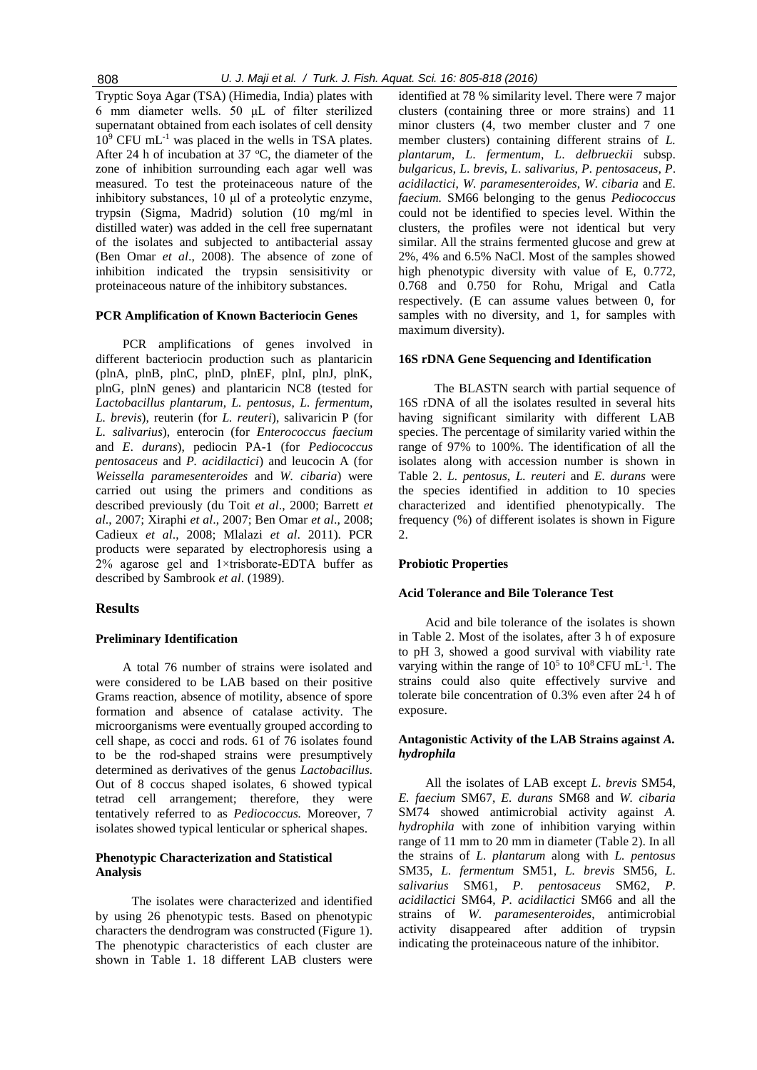Tryptic Soya Agar (TSA) (Himedia, India) plates with 6 mm diameter wells. 50 μL of filter sterilized supernatant obtained from each isolates of cell density $10^9$ CFU mL$^{-1}$ was placed in the wells in TSA plates. After 24 h of incubation at 37 $^oC$, the diameter of the zone of inhibition surrounding each agar well was measured. To test the proteinaceous nature of the inhibitory substances, 10 μl of a proteolytic enzyme, trypsin (Sigma, Madrid) solution (10 mg/ml in distilled water) was added in the cell free supernatant of the isolates and subjected to antibacterial assay (Ben Omar *et al*., 2008). The absence of zone of inhibition indicated the trypsin sensisitivity or proteinaceous nature of the inhibitory substances.

### PCR Amplification of Known Bacteriocin Genes

PCR amplifications of genes involved in different bacteriocin production such as plantaricin (plnA, plnB, plnC, plnD, plnEF, plnI, plnJ, plnK, plnG, plnN genes) and plantaricin NC8 (tested for *Lactobacillus plantarum*, *L. pentosus*, *L. fermentum*, *L. brevis*), reuterin (for *L. reuteri*), salivaricin P (for *L. salivarius*), enterocin (for *Enterococcus faecium* and *E. durans*), pediocin PA-1 (for *Pediococcus pentosaceus* and *P. acidilactici*) and leucocin A (for *Weissella paramesenteroides* and *W. cibaria*) were carried out using the primers and conditions as described previously (du Toit *et al*., 2000; Barrett *et al*., 2007; Xiraphi *et al*., 2007; Ben Omar *et al*., 2008; Cadieux *et al*., 2008; Mlalazi *et al*. 2011). PCR products were separated by electrophoresis using a 2% agarose gel and 1×trisborate-EDTA buffer as described by Sambrook *et al*. (1989).

## Results

### Preliminary Identification

A total 76 number of strains were isolated and were considered to be LAB based on their positive Grams reaction, absence of motility, absence of spore formation and absence of catalase activity. The microorganisms were eventually grouped according to cell shape, as cocci and rods. 61 of 76 isolates found to be the rod-shaped strains were presumptively determined as derivatives of the genus *Lactobacillus*. Out of 8 coccus shaped isolates, 6 showed typical tetrad cell arrangement; therefore, they were tentatively referred to as *Pediococcus.* Moreover, 7 isolates showed typical lenticular or spherical shapes.

### Phenotypic Characterization and Statistical Analysis

The isolates were characterized and identified by using 26 phenotypic tests. Based on phenotypic characters the dendrogram was constructed (Figure 1). The phenotypic characteristics of each cluster are shown in Table 1. 18 different LAB clusters were identified at 78 % similarity level. There were 7 major clusters (containing three or more strains) and 11 minor clusters (4, two member cluster and 7 one member clusters) containing different strains of *L. plantarum*, *L. fermentum*, *L. delbrueckii* subsp. *bulgaricus*, *L. brevis*, *L. salivarius*, *P. pentosaceus*, *P. acidilactici*, *W. paramesenteroides*, *W. cibaria* and *E. faecium.* SM66 belonging to the genus *Pediococcus* could not be identified to species level. Within the clusters, the profiles were not identical but very similar. All the strains fermented glucose and grew at 2%, 4% and 6.5% NaCl. Most of the samples showed high phenotypic diversity with value of E, 0.772, 0.768 and 0.750 for Rohu, Mrigal and Catla respectively. (E can assume values between 0, for samples with no diversity, and 1, for samples with maximum diversity).

### 16S rDNA Gene Sequencing and Identification

The BLASTN search with partial sequence of 16S rDNA of all the isolates resulted in several hits having significant similarity with different LAB species. The percentage of similarity varied within the range of 97% to 100%. The identification of all the isolates along with accession number is shown in Table 2. *L. pentosus*, *L. reuteri* and *E. durans* were the species identified in addition to 10 species characterized and identified phenotypically. The frequency (%) of different isolates is shown in Figure 2.

### Probiotic Properties

### Acid Tolerance and Bile Tolerance Test

Acid and bile tolerance of the isolates is shown in Table 2. Most of the isolates, after 3 h of exposure to pH 3, showed a good survival with viability rate varying within the range of $10^5$ to $10^8$ CFU mL$^{-1}$. The strains could also quite effectively survive and tolerate bile concentration of 0.3% even after 24 h of exposure.

### Antagonistic Activity of the LAB Strains against *A. hydrophila*

All the isolates of LAB except *L. brevis* SM54, *E. faecium* SM67, *E. durans* SM68 and *W. cibaria* SM74 showed antimicrobial activity against *A. hydrophila* with zone of inhibition varying within range of 11 mm to 20 mm in diameter (Table 2). In all the strains of *L. plantarum* along with *L. pentosus* SM35, *L. fermentum* SM51, *L. brevis* SM56, *L. salivarius* SM61, *P. pentosaceus* SM62, *P. acidilactici* SM64, *P. acidilactici* SM66 and all the strains of *W. paramesenteroides*, antimicrobial activity disappeared after addition of trypsin indicating the proteinaceous nature of the inhibitor.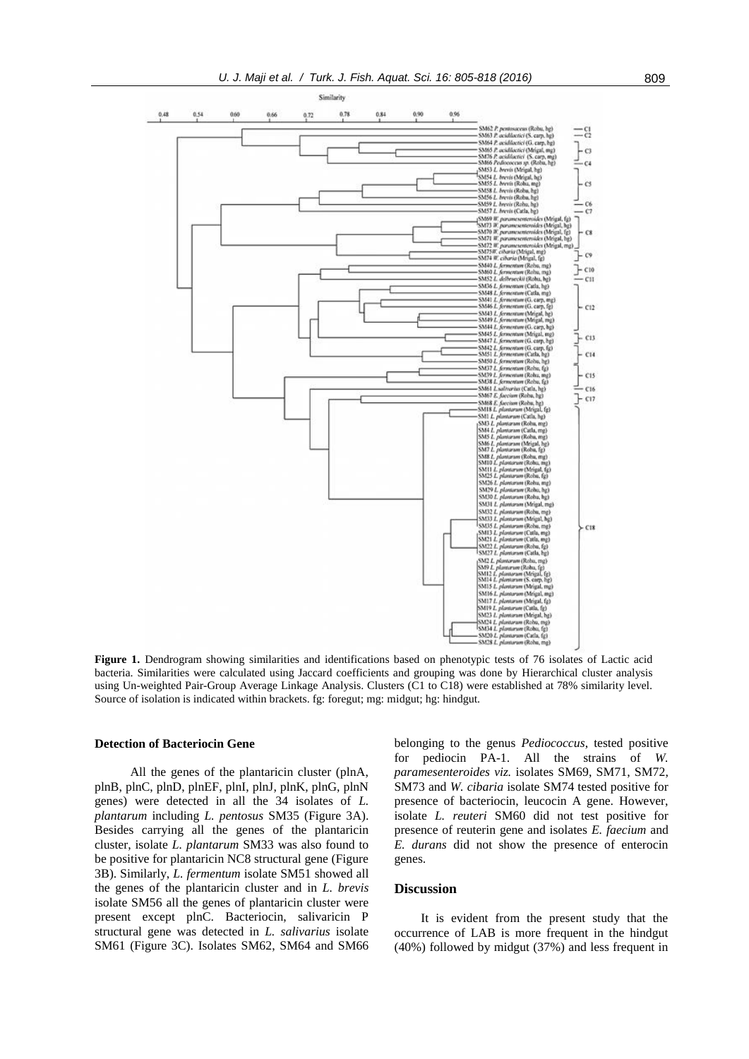**Figure 1.** Dendrogram showing similarities and identifications based on phenotypic tests of 76 isolates of Lactic acid bacteria. Similarities were calculated using Jaccard coefficients and grouping was done by Hierarchical cluster analysis using Un-weighted Pair-Group Average Linkage Analysis. Clusters (C1 to C18) were established at 78% similarity level. Source of isolation is indicated within brackets. fg: foregut; mg: midgut; hg: hindgut.

#### Detection of Bacteriocin Gene

All the genes of the plantaricin cluster (plnA, plnB, plnC, plnD, plnEF, plnI, plnJ, plnK, plnG, plnN genes) were detected in all the 34 isolates of *L. plantarum* including *L. pentosus* SM35 (Figure 3A). Besides carrying all the genes of the plantaricin cluster, isolate *L. plantarum* SM33 was also found to be positive for plantaricin NC8 structural gene (Figure 3B). Similarly, *L. fermentum* isolate SM51 showed all the genes of the plantaricin cluster and in *L. brevis* isolate SM56 all the genes of plantaricin cluster were present except plnC. Bacteriocin, salivaricin P structural gene was detected in *L. salivarius* isolate SM61 (Figure 3C). Isolates SM62, SM64 and SM66 belonging to the genus *Pediococcus*, tested positive for pediocin PA-1. All the strains of *W. paramesenteroides viz.* isolates SM69, SM71, SM72, SM73 and *W. cibaria* isolate SM74 tested positive for presence of bacteriocin, leucocin A gene. However, isolate *L. reuteri* SM60 did not test positive for presence of reuterin gene and isolates *E. faecium* and *E. durans* did not show the presence of enterocin genes.

### Discussion

It is evident from the present study that the occurrence of LAB is more frequent in the hindgut (40%) followed by midgut (37%) and less frequent in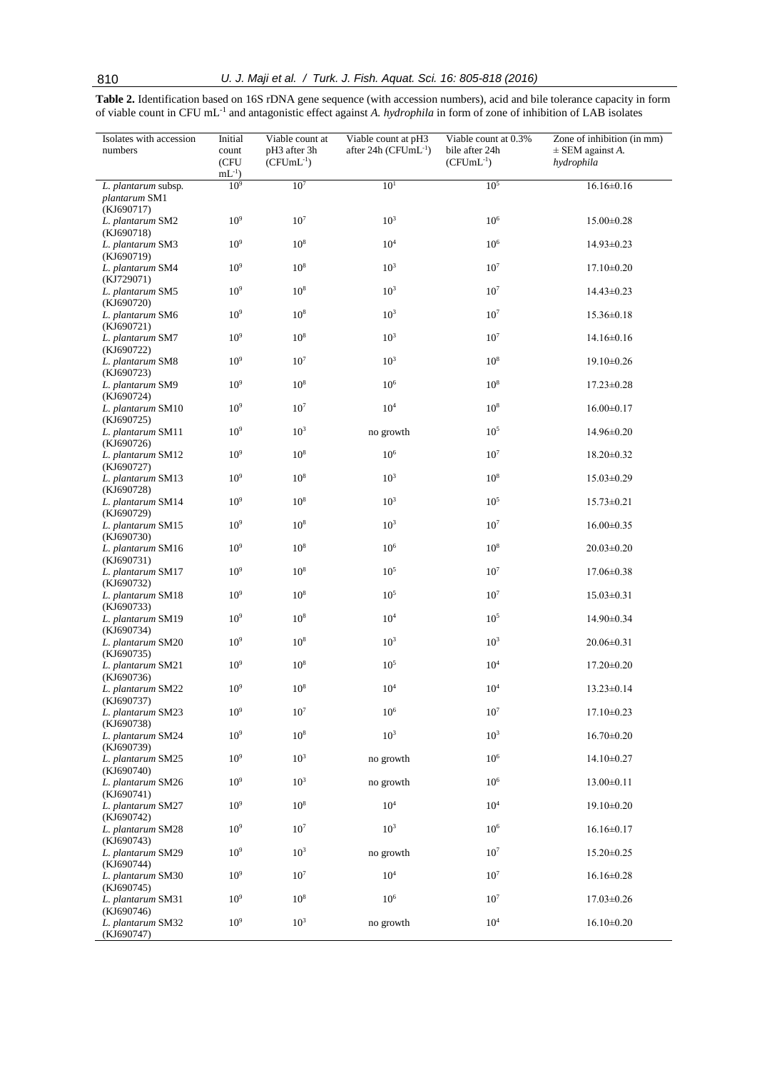**Table 2.** Identification based on 16S rDNA gene sequence (with accession numbers), acid and bile tolerance capacity in form of viable count in CFU mL$^{-1}$ and antagonistic effect against *A. hydrophila* in form of zone of inhibition of LAB isolates

| Isolates with accession numbers | Initial count (CFU mL$^{-1}$) | Viable count at pH3 after 3h (CFUmL$^{-1}$) | Viable count at pH3 after 24h (CFUmL$^{-1}$) | Viable count at 0.3% bile after 24h (CFUmL$^{-1}$) | Zone of inhibition (in mm) ± SEM against *A. hydrophila* |
|---|---|---|---|---|---|
| *L. plantarum* subsp. *plantarum* SM1 (KJ690717) | $10^9$ | $10^7$ | $10^1$ | $10^5$ | 16.16±0.16 |
| *L. plantarum* SM2 (KJ690718) | $10^9$ | $10^7$ | $10^3$ | $10^6$ | 15.00±0.28 |
| *L. plantarum* SM3 (KJ690719) | $10^9$ | $10^8$ | $10^4$ | $10^6$ | 14.93±0.23 |
| *L. plantarum* SM4 (KJ729071) | $10^9$ | $10^8$ | $10^3$ | $10^7$ | 17.10±0.20 |
| *L. plantarum* SM5 (KJ690720) | $10^9$ | $10^8$ | $10^3$ | $10^7$ | 14.43±0.23 |
| *L. plantarum* SM6 (KJ690721) | $10^9$ | $10^8$ | $10^3$ | $10^7$ | 15.36±0.18 |
| *L. plantarum* SM7 (KJ690722) | $10^9$ | $10^8$ | $10^3$ | $10^7$ | 14.16±0.16 |
| *L. plantarum* SM8 (KJ690723) | $10^9$ | $10^7$ | $10^3$ | $10^8$ | 19.10±0.26 |
| *L. plantarum* SM9 (KJ690724) | $10^9$ | $10^8$ | $10^6$ | $10^8$ | 17.23±0.28 |
| *L. plantarum* SM10 (KJ690725) | $10^9$ | $10^7$ | $10^4$ | $10^8$ | 16.00±0.17 |
| *L. plantarum* SM11 (KJ690726) | $10^9$ | $10^3$ | no growth | $10^5$ | 14.96±0.20 |
| *L. plantarum* SM12 (KJ690727) | $10^9$ | $10^8$ | $10^6$ | $10^7$ | 18.20±0.32 |
| *L. plantarum* SM13 (KJ690728) | $10^9$ | $10^8$ | $10^3$ | $10^8$ | 15.03±0.29 |
| *L. plantarum* SM14 (KJ690729) | $10^9$ | $10^8$ | $10^3$ | $10^5$ | 15.73±0.21 |
| *L. plantarum* SM15 (KJ690730) | $10^9$ | $10^8$ | $10^3$ | $10^7$ | 16.00±0.35 |
| *L. plantarum* SM16 (KJ690731) | $10^9$ | $10^8$ | $10^6$ | $10^8$ | 20.03±0.20 |
| *L. plantarum* SM17 (KJ690732) | $10^9$ | $10^8$ | $10^5$ | $10^7$ | 17.06±0.38 |
| *L. plantarum* SM18 (KJ690733) | $10^9$ | $10^8$ | $10^5$ | $10^7$ | 15.03±0.31 |
| *L. plantarum* SM19 (KJ690734) | $10^9$ | $10^8$ | $10^4$ | $10^5$ | 14.90±0.34 |
| *L. plantarum* SM20 (KJ690735) | $10^9$ | $10^8$ | $10^3$ | $10^3$ | 20.06±0.31 |
| *L. plantarum* SM21 (KJ690736) | $10^9$ | $10^8$ | $10^5$ | $10^4$ | 17.20±0.20 |
| *L. plantarum* SM22 (KJ690737) | $10^9$ | $10^8$ | $10^4$ | $10^4$ | 13.23±0.14 |
| *L. plantarum* SM23 (KJ690738) | $10^9$ | $10^7$ | $10^6$ | $10^7$ | 17.10±0.23 |
| *L. plantarum* SM24 (KJ690739) | $10^9$ | $10^8$ | $10^3$ | $10^3$ | 16.70±0.20 |
| *L. plantarum* SM25 (KJ690740) | $10^9$ | $10^3$ | no growth | $10^6$ | 14.10±0.27 |
| *L. plantarum* SM26 (KJ690741) | $10^9$ | $10^3$ | no growth | $10^6$ | 13.00±0.11 |
| *L. plantarum* SM27 (KJ690742) | $10^9$ | $10^8$ | $10^4$ | $10^4$ | 19.10±0.20 |
| *L. plantarum* SM28 (KJ690743) | $10^9$ | $10^7$ | $10^3$ | $10^6$ | 16.16±0.17 |
| *L. plantarum* SM29 (KJ690744) | $10^9$ | $10^3$ | no growth | $10^7$ | 15.20±0.25 |
| *L. plantarum* SM30 (KJ690745) | $10^9$ | $10^7$ | $10^4$ | $10^7$ | 16.16±0.28 |
| *L. plantarum* SM31 (KJ690746) | $10^9$ | $10^8$ | $10^6$ | $10^7$ | 17.03±0.26 |
| *L. plantarum* SM32 (KJ690747) | $10^9$ | $10^3$ | no growth | $10^4$ | 16.10±0.20 |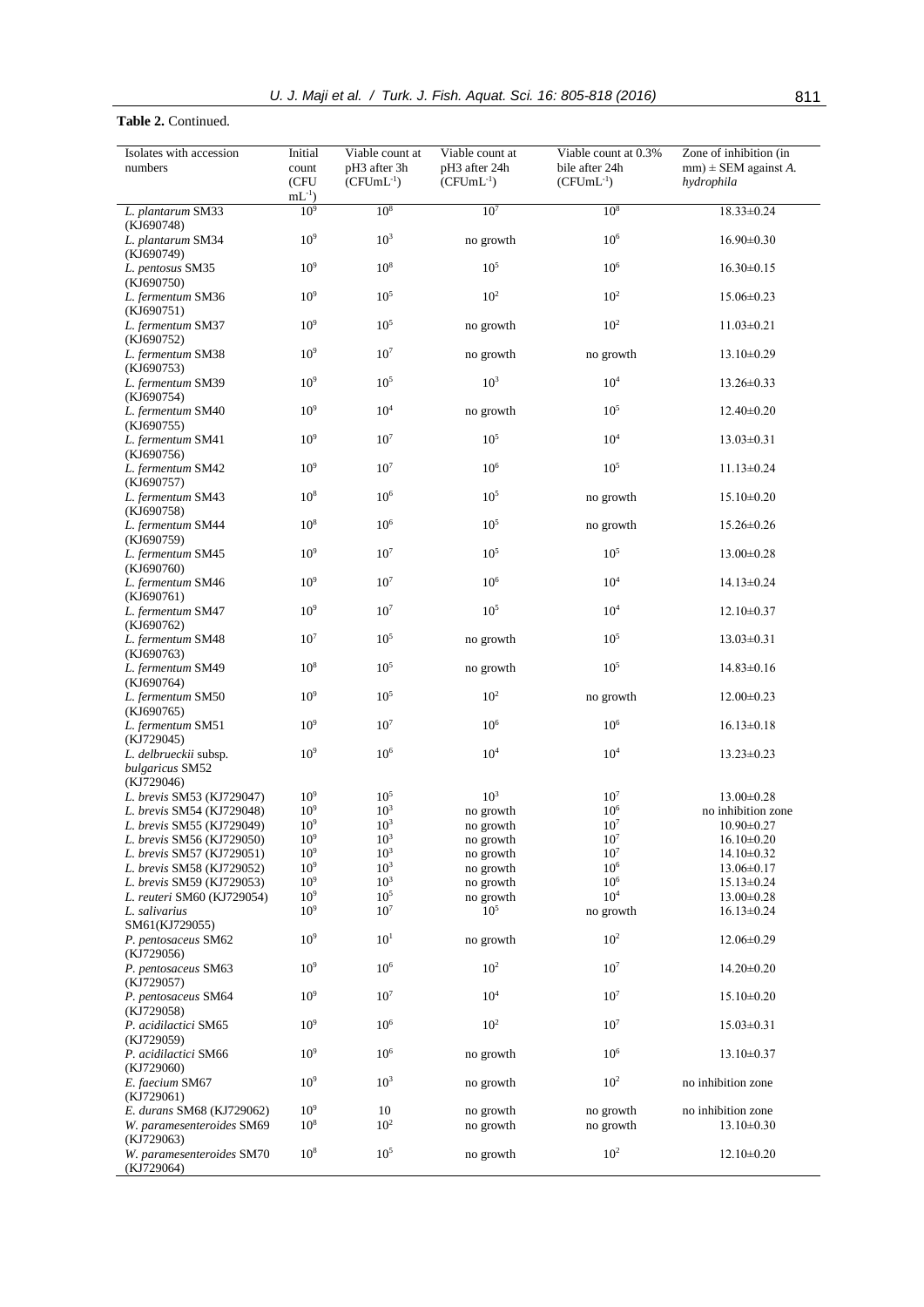**Table 2.** Continued.

| Isolates with accession numbers | Initial count (CFU $mL^{-1}$) | Viable count at pH3 after 3h ($CFUmL^{-1}$) | Viable count at pH3 after 24h ($CFUmL^{-1}$) | Viable count at 0.3% bile after 24h ($CFUmL^{-1}$) | Zone of inhibition (in mm) ± SEM against *A. hydrophila* |
|---|---|---|---|---|---|
| *L. plantarum* SM33 (KJ690748) | $10^9$ | $10^8$ | $10^7$ | $10^8$ | 18.33±0.24 |
| *L. plantarum* SM34 (KJ690749) | $10^9$ | $10^3$ | no growth | $10^6$ | 16.90±0.30 |
| *L. pentosus* SM35 (KJ690750) | $10^9$ | $10^8$ | $10^5$ | $10^6$ | 16.30±0.15 |
| *L. fermentum* SM36 (KJ690751) | $10^9$ | $10^5$ | $10^2$ | $10^2$ | 15.06±0.23 |
| *L. fermentum* SM37 (KJ690752) | $10^9$ | $10^5$ | no growth | $10^2$ | 11.03±0.21 |
| *L. fermentum* SM38 (KJ690753) | $10^9$ | $10^7$ | no growth | no growth | 13.10±0.29 |
| *L. fermentum* SM39 (KJ690754) | $10^9$ | $10^5$ | $10^3$ | $10^4$ | 13.26±0.33 |
| *L. fermentum* SM40 (KJ690755) | $10^9$ | $10^4$ | no growth | $10^5$ | 12.40±0.20 |
| *L. fermentum* SM41 (KJ690756) | $10^9$ | $10^7$ | $10^5$ | $10^4$ | 13.03±0.31 |
| *L. fermentum* SM42 (KJ690757) | $10^9$ | $10^7$ | $10^6$ | $10^5$ | 11.13±0.24 |
| *L. fermentum* SM43 (KJ690758) | $10^8$ | $10^6$ | $10^5$ | no growth | 15.10±0.20 |
| *L. fermentum* SM44 (KJ690759) | $10^8$ | $10^6$ | $10^5$ | no growth | 15.26±0.26 |
| *L. fermentum* SM45 (KJ690760) | $10^9$ | $10^7$ | $10^5$ | $10^5$ | 13.00±0.28 |
| *L. fermentum* SM46 (KJ690761) | $10^9$ | $10^7$ | $10^6$ | $10^4$ | 14.13±0.24 |
| *L. fermentum* SM47 (KJ690762) | $10^9$ | $10^7$ | $10^5$ | $10^4$ | 12.10±0.37 |
| *L. fermentum* SM48 (KJ690763) | $10^7$ | $10^5$ | no growth | $10^5$ | 13.03±0.31 |
| *L. fermentum* SM49 (KJ690764) | $10^8$ | $10^5$ | no growth | $10^5$ | 14.83±0.16 |
| *L. fermentum* SM50 (KJ690765) | $10^9$ | $10^5$ | $10^2$ | no growth | 12.00±0.23 |
| *L. fermentum* SM51 (KJ729045) | $10^9$ | $10^7$ | $10^6$ | $10^6$ | 16.13±0.18 |
| *L. delbrueckii* subsp. *bulgaricus* SM52 (KJ729046) | $10^9$ | $10^6$ | $10^4$ | $10^4$ | 13.23±0.23 |
| *L. brevis* SM53 (KJ729047) | $10^9$ | $10^5$ | $10^3$ | $10^7$ | 13.00±0.28 |
| *L. brevis* SM54 (KJ729048) | $10^9$ | $10^3$ | no growth | $10^6$ | no inhibition zone |
| *L. brevis* SM55 (KJ729049) | $10^9$ | $10^3$ | no growth | $10^7$ | 10.90±0.27 |
| *L. brevis* SM56 (KJ729050) | $10^9$ | $10^3$ | no growth | $10^7$ | 16.10±0.20 |
| *L. brevis* SM57 (KJ729051) | $10^9$ | $10^3$ | no growth | $10^7$ | 14.10±0.32 |
| *L. brevis* SM58 (KJ729052) | $10^9$ | $10^3$ | no growth | $10^6$ | 13.06±0.17 |
| *L. brevis* SM59 (KJ729053) | $10^9$ | $10^3$ | no growth | $10^6$ | 15.13±0.24 |
| *L. reuteri* SM60 (KJ729054) | $10^9$ | $10^5$ | no growth | $10^4$ | 13.00±0.28 |
| *L. salivarius* SM61(KJ729055) | $10^9$ | $10^7$ | $10^5$ | no growth | 16.13±0.24 |
| *P. pentosaceus* SM62 (KJ729056) | $10^9$ | $10^1$ | no growth | $10^2$ | 12.06±0.29 |
| *P. pentosaceus* SM63 (KJ729057) | $10^9$ | $10^6$ | $10^2$ | $10^7$ | 14.20±0.20 |
| *P. pentosaceus* SM64 (KJ729058) | $10^9$ | $10^7$ | $10^4$ | $10^7$ | 15.10±0.20 |
| *P. acidilactici* SM65 (KJ729059) | $10^9$ | $10^6$ | $10^2$ | $10^7$ | 15.03±0.31 |
| *P. acidilactici* SM66 (KJ729060) | $10^9$ | $10^6$ | no growth | $10^6$ | 13.10±0.37 |
| *E. faecium* SM67 (KJ729061) | $10^9$ | $10^3$ | no growth | $10^2$ | no inhibition zone |
| *E. durans* SM68 (KJ729062) | $10^9$ | 10 | no growth | no growth | no inhibition zone |
| *W. paramesenteroides* SM69 (KJ729063) | $10^8$ | $10^2$ | no growth | no growth | 13.10±0.30 |
| *W. paramesenteroides* SM70 (KJ729064) | $10^8$ | $10^5$ | no growth | $10^2$ | 12.10±0.20 |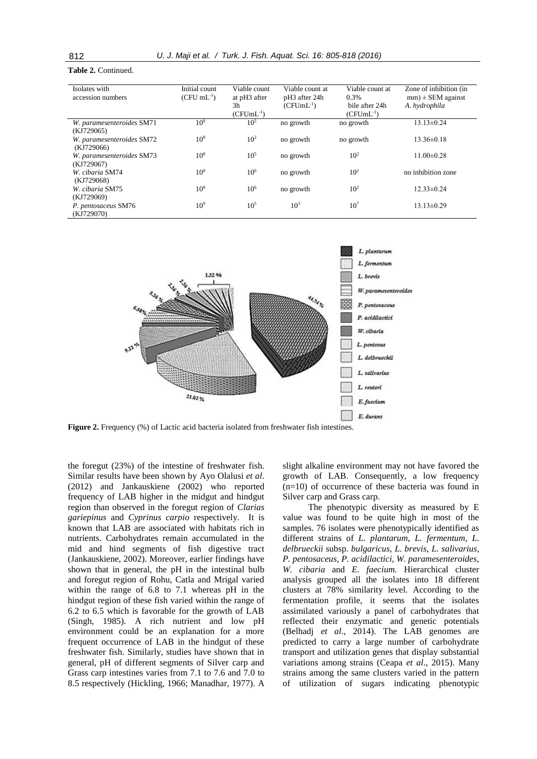**Table 2.** Continued.

| Isolates with accession numbers | Initial count (CFU $mL^{-1}$) | Viable count at pH3 after 3h ($CFUmL^{-1}$) | Viable count at pH3 after 24h ($CFUmL^{-1}$) | Viable count at 0.3% bile after 24h ($CFUmL^{-1}$) | Zone of inhibition (in mm) ± SEM against *A. hydrophila* |
|---|---|---|---|---|---|
| *W. paramesenteroides* SM71 (KJ729065) | $10^8$ | $10^5$ | no growth | no growth | 13.13±0.24 |
| *W. paramesenteroides* SM72 (KJ729066) | $10^8$ | $10^2$ | no growth | no growth | 13.36±0.18 |
| *W. paramesenteroides* SM73 (KJ729067) | $10^8$ | $10^5$ | no growth | $10^2$ | 11.00±0.28 |
| *W. cibaria* SM74 (KJ729068) | $10^8$ | $10^6$ | no growth | $10^2$ | no inhibition zone |
| *W. cibaria* SM75 (KJ729069) | $10^8$ | $10^6$ | no growth | $10^2$ | 12.33±0.24 |
| *P. pentosaceus* SM76 (KJ729070) | $10^9$ | $10^5$ | $10^3$ | $10^7$ | 13.13±0.29 |

**Figure 2.** Frequency (%) of Lactic acid bacteria isolated from freshwater fish intestines.

the foregut (23%) of the intestine of freshwater fish. Similar results have been shown by Ayo Olalusi *et al*. (2012) and Jankauskiene (2002) who reported frequency of LAB higher in the midgut and hindgut region than observed in the foregut region of *Clarias gariepinus* and *Cyprinus carpio* respectively. It is known that LAB are associated with habitats rich in nutrients. Carbohydrates remain accumulated in the mid and hind segments of fish digestive tract (Jankauskiene, 2002). Moreover, earlier findings have shown that in general, the pH in the intestinal bulb and foregut region of Rohu, Catla and Mrigal varied within the range of 6.8 to 7.1 whereas pH in the hindgut region of these fish varied within the range of 6.2 to 6.5 which is favorable for the growth of LAB (Singh, 1985). A rich nutrient and low pH environment could be an explanation for a more frequent occurrence of LAB in the hindgut of these freshwater fish. Similarly, studies have shown that in general, pH of different segments of Silver carp and Grass carp intestines varies from 7.1 to 7.6 and 7.0 to 8.5 respectively (Hickling, 1966; Manadhar, 1977). A slight alkaline environment may not have favored the growth of LAB. Consequently, a low frequency (n=10) of occurrence of these bacteria was found in Silver carp and Grass carp.

The phenotypic diversity as measured by E value was found to be quite high in most of the samples. 76 isolates were phenotypically identified as different strains of *L. plantarum*, *L. fermentum*, *L. delbrueckii* subsp. *bulgaricus*, *L. brevis*, *L. salivarius*, *P. pentosaceus*, *P. acidilactici*, *W. paramesenteroides*, *W. cibaria* and *E. faecium.* Hierarchical cluster analysis grouped all the isolates into 18 different clusters at 78% similarity level. According to the fermentation profile, it seems that the isolates assimilated variously a panel of carbohydrates that reflected their enzymatic and genetic potentials (Belhadj *et al*., 2014). The LAB genomes are predicted to carry a large number of carbohydrate transport and utilization genes that display substantial variations among strains (Ceapa *et al*., 2015). Many strains among the same clusters varied in the pattern of utilization of sugars indicating phenotypic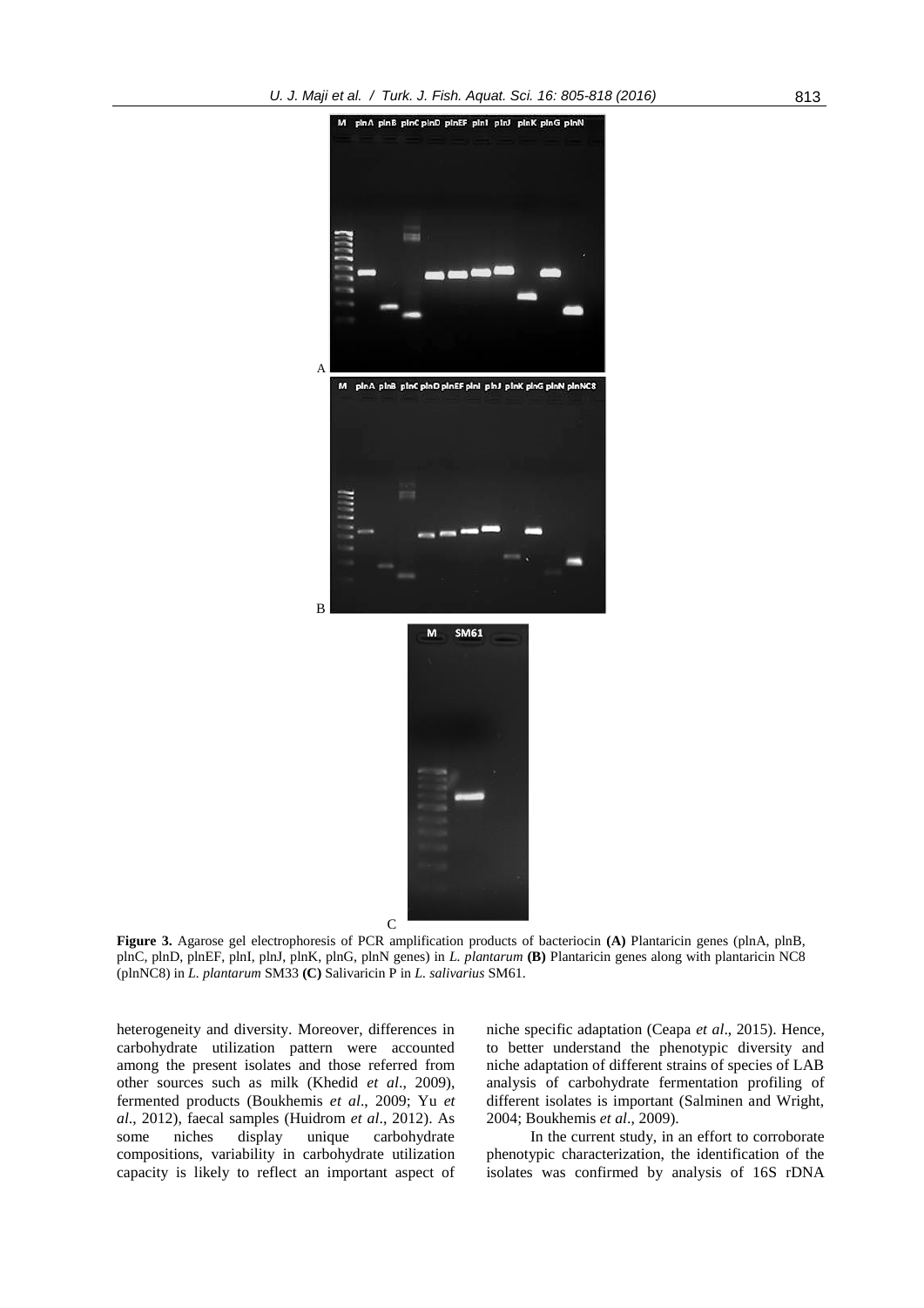**Figure 3.** Agarose gel electrophoresis of PCR amplification products of bacteriocin **(A)** Plantaricin genes (plnA, plnB, plnC, plnD, plnEF, plnI, plnJ, plnK, plnG, plnN genes) in *L. plantarum* **(B)** Plantaricin genes along with plantaricin NC8 (plnNC8) in *L. plantarum* SM33 **(C)** Salivaricin P in *L. salivarius* SM61.

heterogeneity and diversity. Moreover, differences in carbohydrate utilization pattern were accounted among the present isolates and those referred from other sources such as milk (Khedid *et al*., 2009), fermented products (Boukhemis *et al*., 2009; Yu *et al*., 2012), faecal samples (Huidrom *et al*., 2012). As some niches display unique carbohydrate compositions, variability in carbohydrate utilization capacity is likely to reflect an important aspect of niche specific adaptation (Ceapa *et al*., 2015). Hence, to better understand the phenotypic diversity and niche adaptation of different strains of species of LAB analysis of carbohydrate fermentation profiling of different isolates is important (Salminen and Wright, 2004; Boukhemis *et al*., 2009).

In the current study, in an effort to corroborate phenotypic characterization, the identification of the isolates was confirmed by analysis of 16S rDNA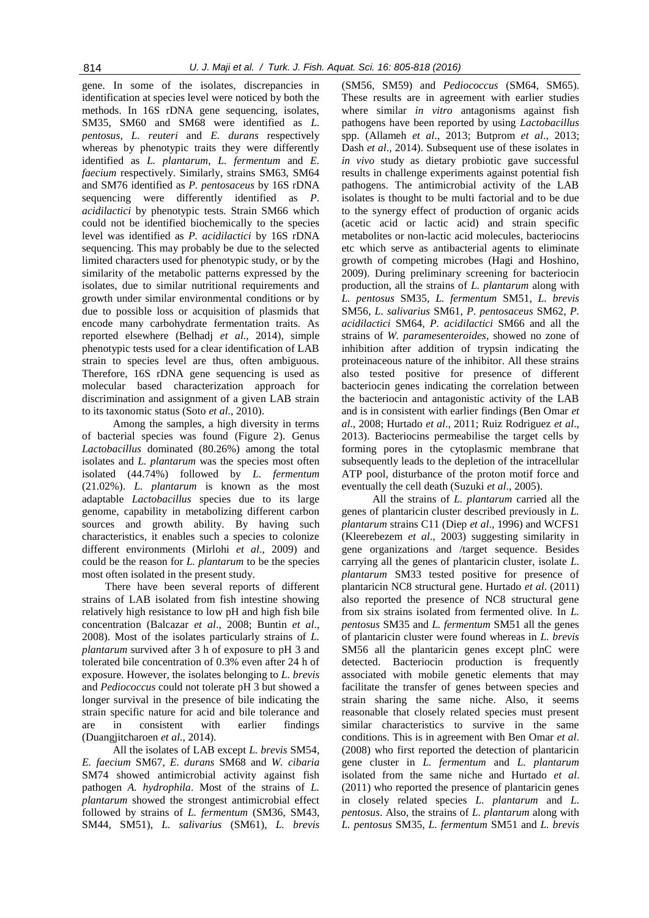gene. In some of the isolates, discrepancies in identification at species level were noticed by both the methods. In 16S rDNA gene sequencing, isolates, SM35, SM60 and SM68 were identified as *L. pentosus*, *L. reuteri* and *E. durans* respectively whereas by phenotypic traits they were differently identified as *L. plantarum*, *L. fermentum* and *E. faecium* respectively. Similarly, strains SM63, SM64 and SM76 identified as *P. pentosaceus* by 16S rDNA sequencing were differently identified as *P. acidilactici* by phenotypic tests. Strain SM66 which could not be identified biochemically to the species level was identified as *P. acidilactici* by 16S rDNA sequencing. This may probably be due to the selected limited characters used for phenotypic study, or by the similarity of the metabolic patterns expressed by the isolates, due to similar nutritional requirements and growth under similar environmental conditions or by due to possible loss or acquisition of plasmids that encode many carbohydrate fermentation traits. As reported elsewhere (Belhadj *et al*., 2014), simple phenotypic tests used for a clear identification of LAB strain to species level are thus, often ambiguous. Therefore, 16S rDNA gene sequencing is used as molecular based characterization approach for discrimination and assignment of a given LAB strain to its taxonomic status (Soto *et al*., 2010).

Among the samples, a high diversity in terms of bacterial species was found (Figure 2). Genus *Lactobacillus* dominated (80.26%) among the total isolates and *L. plantarum* was the species most often isolated (44.74%) followed by *L. fermentum* (21.02%). *L. plantarum* is known as the most adaptable *Lactobacillus* species due to its large genome, capability in metabolizing different carbon sources and growth ability. By having such characteristics, it enables such a species to colonize different environments (Mirlohi *et al*., 2009) and could be the reason for *L. plantarum* to be the species most often isolated in the present study.

There have been several reports of different strains of LAB isolated from fish intestine showing relatively high resistance to low pH and high fish bile concentration (Balcazar *et al*., 2008; Buntin *et al*., 2008). Most of the isolates particularly strains of *L. plantarum* survived after 3 h of exposure to pH 3 and tolerated bile concentration of 0.3% even after 24 h of exposure. However, the isolates belonging to *L. brevis* and *Pediococcus* could not tolerate pH 3 but showed a longer survival in the presence of bile indicating the strain specific nature for acid and bile tolerance and are in consistent with earlier findings (Duangjitcharoen *et al*., 2014).

All the isolates of LAB except *L. brevis* SM54, *E. faecium* SM67, *E. durans* SM68 and *W. cibaria* SM74 showed antimicrobial activity against fish pathogen *A. hydrophila*. Most of the strains of *L. plantarum* showed the strongest antimicrobial effect followed by strains of *L. fermentum* (SM36, SM43, SM44, SM51), *L. salivarius* (SM61), *L. brevis* (SM56, SM59) and *Pediococcus* (SM64, SM65). These results are in agreement with earlier studies where similar *in vitro* antagonisms against fish pathogens have been reported by using *Lactobacillus* spp. (Allameh *et al*., 2013; Butprom *et al*., 2013; Dash *et al*., 2014). Subsequent use of these isolates in *in vivo* study as dietary probiotic gave successful results in challenge experiments against potential fish pathogens. The antimicrobial activity of the LAB isolates is thought to be multi factorial and to be due to the synergy effect of production of organic acids (acetic acid or lactic acid) and strain specific metabolites or non-lactic acid molecules, bacteriocins etc which serve as antibacterial agents to eliminate growth of competing microbes (Hagi and Hoshino, 2009). During preliminary screening for bacteriocin production, all the strains of *L. plantarum* along with *L. pentosus* SM35, *L. fermentum* SM51, *L. brevis* SM56, *L. salivarius* SM61, *P. pentosaceus* SM62, *P. acidilactici* SM64, *P. acidilactici* SM66 and all the strains of *W. paramesenteroides*, showed no zone of inhibition after addition of trypsin indicating the proteinaceous nature of the inhibitor. All these strains also tested positive for presence of different bacteriocin genes indicating the correlation between the bacteriocin and antagonistic activity of the LAB and is in consistent with earlier findings (Ben Omar *et al*., 2008; Hurtado *et al*., 2011; Ruiz Rodriguez *et al*., 2013). Bacteriocins permeabilise the target cells by forming pores in the cytoplasmic membrane that subsequently leads to the depletion of the intracellular ATP pool, disturbance of the proton motif force and eventually the cell death (Suzuki *et al*., 2005).

All the strains of *L. plantarum* carried all the genes of plantaricin cluster described previously in *L. plantarum* strains C11 (Diep *et al*., 1996) and WCFS1 (Kleerebezem *et al*., 2003) suggesting similarity in gene organizations and /target sequence. Besides carrying all the genes of plantaricin cluster, isolate *L. plantarum* SM33 tested positive for presence of plantaricin NC8 structural gene. Hurtado *et al*. (2011) also reported the presence of NC8 structural gene from six strains isolated from fermented olive. In *L. pentosus* SM35 and *L. fermentum* SM51 all the genes of plantaricin cluster were found whereas in *L. brevis* SM56 all the plantaricin genes except plnC were detected. Bacteriocin production is frequently associated with mobile genetic elements that may facilitate the transfer of genes between species and strain sharing the same niche. Also, it seems reasonable that closely related species must present similar characteristics to survive in the same conditions. This is in agreement with Ben Omar *et al*. (2008) who first reported the detection of plantaricin gene cluster in *L. fermentum* and *L. plantarum* isolated from the same niche and Hurtado *et al*. (2011) who reported the presence of plantaricin genes in closely related species *L. plantarum* and *L. pentosus*. Also, the strains of *L. plantarum* along with *L. pentosus* SM35, *L. fermentum* SM51 and *L. brevis*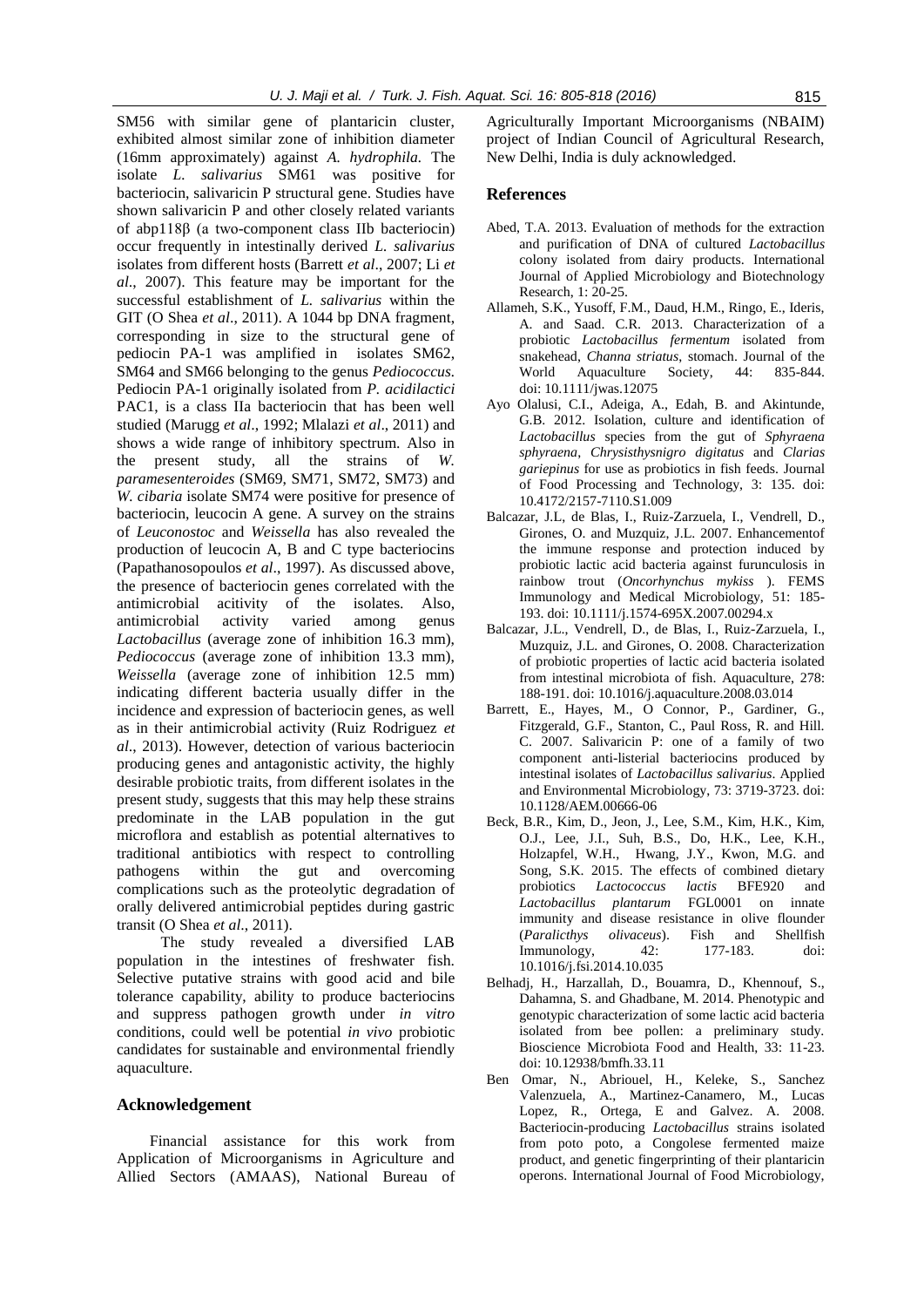SM56 with similar gene of plantaricin cluster, exhibited almost similar zone of inhibition diameter (16mm approximately) against *A. hydrophila.* The isolate *L. salivarius* SM61 was positive for bacteriocin, salivaricin P structural gene. Studies have shown salivaricin P and other closely related variants of abp118β (a two-component class IIb bacteriocin) occur frequently in intestinally derived *L. salivarius* isolates from different hosts (Barrett *et al*., 2007; Li *et al*., 2007). This feature may be important for the successful establishment of *L. salivarius* within the GIT (O Shea *et al*., 2011). A 1044 bp DNA fragment, corresponding in size to the structural gene of pediocin PA-1 was amplified in isolates SM62, SM64 and SM66 belonging to the genus *Pediococcus*. Pediocin PA-1 originally isolated from *P. acidilactici* PAC1, is a class IIa bacteriocin that has been well studied (Marugg *et al*., 1992; Mlalazi *et al*., 2011) and shows a wide range of inhibitory spectrum. Also in the present study, all the strains of *W. paramesenteroides* (SM69, SM71, SM72, SM73) and *W. cibaria* isolate SM74 were positive for presence of bacteriocin, leucocin A gene. A survey on the strains of *Leuconostoc* and *Weissella* has also revealed the production of leucocin A, B and C type bacteriocins (Papathanosopoulos *et al*., 1997). As discussed above, the presence of bacteriocin genes correlated with the antimicrobial acitivity of the isolates. Also, antimicrobial activity varied among genus *Lactobacillus* (average zone of inhibition 16.3 mm), *Pediococcus* (average zone of inhibition 13.3 mm), *Weissella* (average zone of inhibition 12.5 mm) indicating different bacteria usually differ in the incidence and expression of bacteriocin genes, as well as in their antimicrobial activity (Ruiz Rodriguez *et al*., 2013). However, detection of various bacteriocin producing genes and antagonistic activity, the highly desirable probiotic traits, from different isolates in the present study, suggests that this may help these strains predominate in the LAB population in the gut microflora and establish as potential alternatives to traditional antibiotics with respect to controlling pathogens within the gut and overcoming complications such as the proteolytic degradation of orally delivered antimicrobial peptides during gastric transit (O Shea *et al*., 2011).

The study revealed a diversified LAB population in the intestines of freshwater fish. Selective putative strains with good acid and bile tolerance capability, ability to produce bacteriocins and suppress pathogen growth under *in vitro* conditions, could well be potential *in vivo* probiotic candidates for sustainable and environmental friendly aquaculture.

## Acknowledgement

Financial assistance for this work from Application of Microorganisms in Agriculture and Allied Sectors (AMAAS), National Bureau of Agriculturally Important Microorganisms (NBAIM) project of Indian Council of Agricultural Research, New Delhi, India is duly acknowledged.

## References

Abed, T.A. 2013. Evaluation of methods for the extraction and purification of DNA of cultured *Lactobacillus* colony isolated from dairy products. International Journal of Applied Microbiology and Biotechnology Research, 1: 20-25.

Allameh, S.K., Yusoff, F.M., Daud, H.M., Ringo, E., Ideris, A. and Saad. C.R. 2013. Characterization of a probiotic *Lactobacillus fermentum* isolated from snakehead, *Channa striatus*, stomach. Journal of the World Aquaculture Society, 44: 835-844. doi: 10.1111/jwas.12075

Ayo Olalusi, C.I., Adeiga, A., Edah, B. and Akintunde, G.B. 2012. Isolation, culture and identification of *Lactobacillus* species from the gut of *Sphyraena sphyraena*, *Chrysisthysnigro digitatus* and *Clarias gariepinus* for use as probiotics in fish feeds. Journal of Food Processing and Technology, 3: 135. doi: 10.4172/2157-7110.S1.009

Balcazar, J.L, de Blas, I., Ruiz-Zarzuela, I., Vendrell, D., Girones, O. and Muzquiz, J.L. 2007. Enhancementof the immune response and protection induced by probiotic lactic acid bacteria against furunculosis in rainbow trout (*Oncorhynchus mykiss* ). FEMS Immunology and Medical Microbiology, 51: 185-193. doi: 10.1111/j.1574-695X.2007.00294.x

Balcazar, J.L., Vendrell, D., de Blas, I., Ruiz-Zarzuela, I., Muzquiz, J.L. and Girones, O. 2008. Characterization of probiotic properties of lactic acid bacteria isolated from intestinal microbiota of fish. Aquaculture, 278: 188-191. doi: 10.1016/j.aquaculture.2008.03.014

Barrett, E., Hayes, M., O Connor, P., Gardiner, G., Fitzgerald, G.F., Stanton, C., Paul Ross, R. and Hill. C. 2007. Salivaricin P: one of a family of two component anti-listerial bacteriocins produced by intestinal isolates of *Lactobacillus salivarius*. Applied and Environmental Microbiology, 73: 3719-3723. doi: 10.1128/AEM.00666-06

Beck, B.R., Kim, D., Jeon, J., Lee, S.M., Kim, H.K., Kim, O.J., Lee, J.I., Suh, B.S., Do, H.K., Lee, K.H., Holzapfel, W.H., Hwang, J.Y., Kwon, M.G. and Song, S.K. 2015. The effects of combined dietary probiotics *Lactococcus lactis* BFE920 and *Lactobacillus plantarum* FGL0001 on innate immunity and disease resistance in olive flounder (*Paralicthys olivaceus*). Fish and Shellfish Immunology, 42: 177-183. doi: 10.1016/j.fsi.2014.10.035

Belhadj, H., Harzallah, D., Bouamra, D., Khennouf, S., Dahamna, S. and Ghadbane, M. 2014. Phenotypic and genotypic characterization of some lactic acid bacteria isolated from bee pollen: a preliminary study. Bioscience Microbiota Food and Health, 33: 11-23. doi: 10.12938/bmfh.33.11

Ben Omar, N., Abriouel, H., Keleke, S., Sanchez Valenzuela, A., Martinez-Canamero, M., Lucas Lopez, R., Ortega, E and Galvez. A. 2008. Bacteriocin-producing *Lactobacillus* strains isolated from poto poto, a Congolese fermented maize product, and genetic fingerprinting of their plantaricin operons. International Journal of Food Microbiology,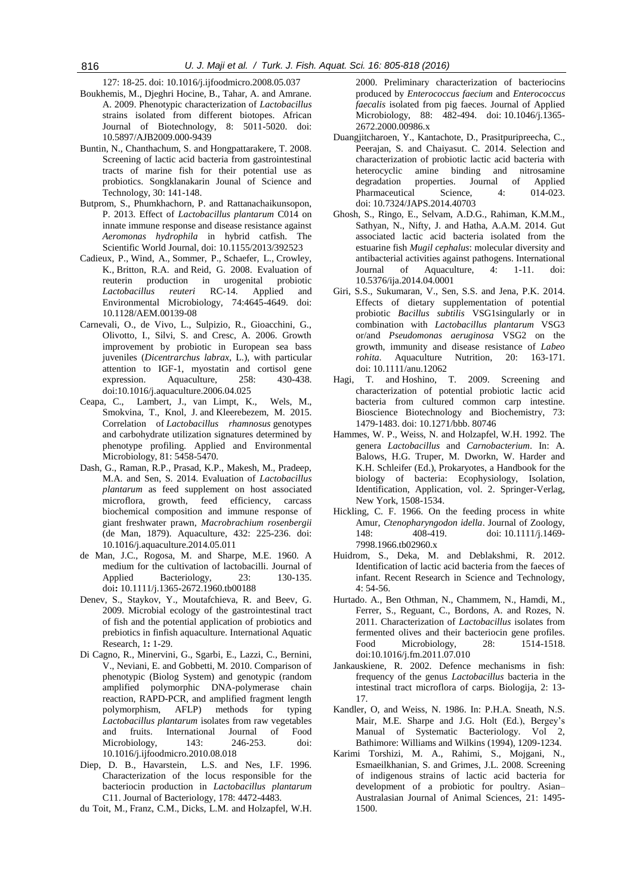127: 18-25. doi: 10.1016/j.ijfoodmicro.2008.05.037

Boukhemis, M., Djeghri Hocine, B., Tahar, A. and Amrane. A. 2009. Phenotypic characterization of *Lactobacillus* strains isolated from different biotopes. African Journal of Biotechnology, 8: 5011-5020. doi: 10.5897/AJB2009.000-9439

Buntin, N., Chanthachum, S. and Hongpattarakere, T. 2008. Screening of lactic acid bacteria from gastrointestinal tracts of marine fish for their potential use as probiotics. Songklanakarin Jounal of Science and Technology, 30: 141-148.

Butprom, S., Phumkhachorn, P. and Rattanachaikunsopon, P. 2013. Effect of *Lactobacillus plantarum* C014 on innate immune response and disease resistance against *Aeromonas hydrophila* in hybrid catfish. The Scientific World Journal, doi: 10.1155/2013/392523

Cadieux, P., Wind, A., Sommer, P., Schaefer, L., Crowley, K., Britton, R.A. and Reid, G. 2008. Evaluation of reuterin production in urogenital probiotic *Lactobacillus reuteri* RC-14. Applied and Environmental Microbiology, 74:4645-4649. doi: 10.1128/AEM.00139-08

Carnevali, O., de Vivo, L., Sulpizio, R., Gioacchini, G., Olivotto, I., Silvi, S. and Cresc, A. 2006. Growth improvement by probiotic in European sea bass juveniles (*Dicentrarchus labrax*, L.), with particular attention to IGF-1, myostatin and cortisol gene expression. Aquaculture, 258: 430-438. doi:10.1016/j.aquaculture.2006.04.025

Ceapa, C., Lambert, J., van Limpt, K., Wels, M., Smokvina, T., Knol, J. and Kleerebezem, M. 2015. Correlation of *Lactobacillus rhamnosus* genotypes and carbohydrate utilization signatures determined by phenotype profiling. Applied and Environmental Microbiology, 81: 5458-5470.

Dash, G., Raman, R.P., Prasad, K.P., Makesh, M., Pradeep, M.A. and Sen, S. 2014. Evaluation of *Lactobacillus plantarum* as feed supplement on host associated microflora, growth, feed efficiency, carcass biochemical composition and immune response of giant freshwater prawn, *Macrobrachium rosenbergii* (de Man, 1879). Aquaculture, 432: 225-236. doi: 10.1016/j.aquaculture.2014.05.011

de Man, J.C., Rogosa, M. and Sharpe, M.E. 1960. A medium for the cultivation of lactobacilli. Journal of Applied Bacteriology, 23: 130-135. doi: 10.1111/j.1365-2672.1960.tb00188

Denev, S., Staykov, Y., Moutafchieva, R. and Beev, G. 2009. Microbial ecology of the gastrointestinal tract of fish and the potential application of probiotics and prebiotics in finfish aquaculture. International Aquatic Research, 1: 1-29.

Di Cagno, R., Minervini, G., Sgarbi, E., Lazzi, C., Bernini, V., Neviani, E. and Gobbetti, M. 2010. Comparison of phenotypic (Biolog System) and genotypic (random amplified polymorphic DNA-polymerase chain reaction, RAPD-PCR, and amplified fragment length polymorphism, AFLP) methods for typing *Lactobacillus plantarum* isolates from raw vegetables and fruits. International Journal of Food Microbiology, 143: 246-253. doi: 10.1016/j.ijfoodmicro.2010.08.018

Diep, D. B., Havarstein, L.S. and Nes, I.F. 1996. Characterization of the locus responsible for the bacteriocin production in *Lactobacillus plantarum* C11. Journal of Bacteriology, 178: 4472-4483.

du Toit, M., Franz, C.M., Dicks, L.M. and Holzapfel, W.H. 2000. Preliminary characterization of bacteriocins produced by *Enterococcus faecium* and *Enterococcus faecalis* isolated from pig faeces. Journal of Applied Microbiology, 88: 482-494. doi: 10.1046/j.1365-2672.2000.00986.x

Duangjitcharoen, Y., Kantachote, D., Prasitpuripreecha, C., Peerajan, S. and Chaiyasut. C. 2014. Selection and characterization of probiotic lactic acid bacteria with heterocyclic amine binding and nitrosamine degradation properties. Journal of Applied Pharmaceutical Science, 4: 014-023. doi: 10.7324/JAPS.2014.40703

Ghosh, S., Ringo, E., Selvam, A.D.G., Rahiman, K.M.M., Sathyan, N., Nifty, J. and Hatha, A.A.M. 2014. Gut associated lactic acid bacteria isolated from the estuarine fish *Mugil cephalus*: molecular diversity and antibacterial activities against pathogens. International Journal of Aquaculture, 4: 1-11. doi: 10.5376/ija.2014.04.0001

Giri, S.S., Sukumaran, V., Sen, S.S. and Jena, P.K. 2014. Effects of dietary supplementation of potential probiotic *Bacillus subtilis* VSG1singularly or in combination with *Lactobacillus plantarum* VSG3 or/and *Pseudomonas aeruginosa* VSG2 on the growth, immunity and disease resistance of *Labeo rohita*. Aquaculture Nutrition, 20: 163-171. doi: 10.1111/anu.12062

Hagi, T. and Hoshino, T. 2009. Screening and characterization of potential probiotic lactic acid bacteria from cultured common carp intestine. Bioscience Biotechnology and Biochemistry, 73: 1479-1483. doi: 10.1271/bbb. 80746

Hammes, W. P., Weiss, N. and Holzapfel, W.H. 1992. The genera *Lactobacillus* and *Carnobacterium*. In: A. Balows, H.G. Truper, M. Dworkn, W. Harder and K.H. Schleifer (Ed.), Prokaryotes, a Handbook for the biology of bacteria: Ecophysiology, Isolation, Identification, Application, vol. 2. Springer-Verlag, New York, 1508-1534.

Hickling, C. F. 1966. On the feeding process in white Amur, *Ctenopharyngodon idella*. Journal of Zoology, 148: 408-419. doi: 10.1111/j.1469-7998.1966.tb02960.x

Huidrom, S., Deka, M. and Deblakshmi, R. 2012. Identification of lactic acid bacteria from the faeces of infant. Recent Research in Science and Technology, 4: 54-56.

Hurtado. A., Ben Othman, N., Chammem, N., Hamdi, M., Ferrer, S., Reguant, C., Bordons, A. and Rozes, N. 2011. Characterization of *Lactobacillus* isolates from fermented olives and their bacteriocin gene profiles. Food Microbiology, 28: 1514-1518. doi:10.1016/j.fm.2011.07.010

Jankauskiene, R. 2002. Defence mechanisms in fish: frequency of the genus *Lactobacillus* bacteria in the intestinal tract microflora of carps. Biologija, 2: 13-17.

Kandler, O, and Weiss, N. 1986. In: P.H.A. Sneath, N.S. Mair, M.E. Sharpe and J.G. Holt (Ed.), Bergey's Manual of Systematic Bacteriology. Vol 2, Bathimore: Williams and Wilkins (1994), 1209-1234.

Karimi Torshizi, M. A., Rahimi, S., Mojgani, N., Esmaeilkhanian, S. and Grimes, J.L. 2008. Screening of indigenous strains of lactic acid bacteria for development of a probiotic for poultry. Asian–Australasian Journal of Animal Sciences, 21: 1495-1500.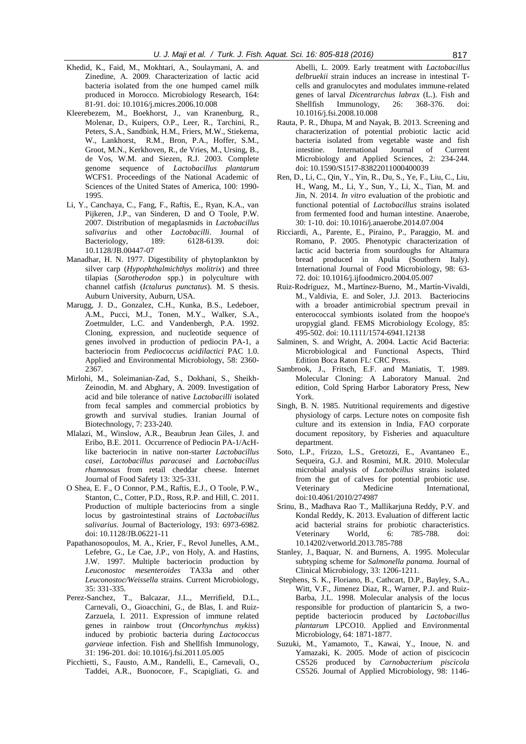Khedid, K., Faid, M., Mokhtari, A., Soulaymani, A. and Zinedine, A. 2009. Characterization of lactic acid bacteria isolated from the one humped camel milk produced in Morocco. Microbiology Research, 164: 81-91. doi: 10.1016/j.micres.2006.10.008

Kleerebezem, M., Boekhorst, J., van Kranenburg, R., Molenar, D., Kuipers, O.P., Leer, R., Tarchini, R., Peters, S.A., Sandbink, H.M., Friers, M.W., Stiekema, W., Lankhorst, R.M., Bron, P.A., Hoffer, S.M., Groot, M.N., Kerkhoven, R., de Vries, M., Ursing, B., de Vos, W.M. and Siezen, R.J. 2003. Complete genome sequence of *Lactobacillus plantarum* WCFS1. Proceedings of the National Academic of Sciences of the United States of America, 100: 1990-1995.

Li, Y., Canchaya, C., Fang, F., Raftis, E., Ryan, K.A., van Pijkeren, J.P., van Sinderen, D and O Toole, P.W. 2007. Distribution of megaplasmids in *Lactobacillus salivarius* and other *Lactobacilli*. Journal of Bacteriology, 189: 6128-6139. doi: 10.1128/JB.00447-07

Manadhar, H. N. 1977. Digestibility of phytoplankton by silver carp (*Hypophthalmichthys molitrix*) and three tilapias (*Sarotherodon* spp.) in polyculture with channel catfish (*Ictalurus punctatus*). M. S thesis. Auburn University, Auburn, USA.

Marugg, J. D., Gonzalez, C.H., Kunka, B.S., Ledeboer, A.M., Pucci, M.J., Tonen, M.Y., Walker, S.A., Zoetmulder, L.C. and Vandenbergh, P.A. 1992. Cloning, expression, and nucleotide sequence of genes involved in production of pediocin PA-1, a bacteriocin from *Pediococcus acidilactici* PAC 1.0. Applied and Environmental Microbiology, 58: 2360-2367.

Mirlohi, M., Soleimanian-Zad, S., Dokhani, S., Sheikh-Zeinodin, M. and Abghary, A. 2009. Investigation of acid and bile tolerance of native *Lactobacilli* isolated from fecal samples and commercial probiotics by growth and survival studies. Iranian Journal of Biotechnology, 7: 233-240.

Mlalazi, M., Winslow, A.R., Beaubrun Jean Giles, J. and Eribo, B.E. 2011. Occurrence of Pediocin PA-1/AcH-like bacteriocin in native non-starter *Lactobacillus casei*, *Lactobacillus paracasei* and *Lactobacillus rhamnosus* from retail cheddar cheese. Internet Journal of Food Safety 13: 325-331.

O Shea, E. F., O Connor, P.M., Raftis, E.J., O Toole, P.W., Stanton, C., Cotter, P.D., Ross, R.P. and Hill, C. 2011. Production of multiple bacteriocins from a single locus by gastrointestinal strains of *Lactobacillus salivarius*. Journal of Bacteriology, 193: 6973-6982. doi: 10.1128/JB.06221-11

Papathanosopoulos, M. A., Krier, F., Revol Junelles, A.M., Lefebre, G., Le Cae, J.P., von Holy, A. and Hastins, J.W. 1997. Multiple bacteriocin production by *Leuconostoc mesenteroides* TA33a and other *Leuconostoc/Weissella* strains. Current Microbiology, 35: 331-335.

Perez-Sanchez, T., Balcazar, J.L., Merrifield, D.L., Carnevali, O., Gioacchini, G., de Blas, I. and Ruiz-Zarzuela, I. 2011. Expression of immune related genes in rainbow trout (*Oncorhynchus mykiss*) induced by probiotic bacteria during *Lactococcus garvieae* infection. Fish and Shellfish Immunology, 31: 196-201. doi: 10.1016/j.fsi.2011.05.005

Picchietti, S., Fausto, A.M., Randelli, E., Carnevali, O., Taddei, A.R., Buonocore, F., Scapigliati, G. and Abelli, L. 2009. Early treatment with *Lactobacillus delbruekii* strain induces an increase in intestinal T-cells and granulocytes and modulates immune-related genes of larval *Dicentrarchus labrax* (L.). Fish and Shellfish Immunology, 26: 368-376. doi: 10.1016/j.fsi.2008.10.008

Rauta, P. R., Dhupa, M and Nayak, B. 2013. Screening and characterization of potential probiotic lactic acid bacteria isolated from vegetable waste and fish intestine. International Journal of Current Microbiology and Applied Sciences, 2: 234-244. doi: 10.1590/S1517-83822011000400039

Ren, D., Li, C., Qin, Y., Yin, R., Du, S., Ye, F., Liu, C., Liu, H., Wang, M., Li, Y., Sun, Y., Li, X., Tian, M. and Jin, N. 2014. *In vitro* evaluation of the probiotic and functional potential of *Lactobacillus* strains isolated from fermented food and human intestine. Anaerobe, 30: 1-10. doi: 10.1016/j.anaerobe.2014.07.004

Ricciardi, A., Parente, E., Piraino, P., Paraggio, M. and Romano, P. 2005. Phenotypic characterization of lactic acid bacteria from sourdoughs for Altamura bread produced in Apulia (Southern Italy). International Journal of Food Microbiology, 98: 63-72. doi: 10.1016/j.ijfoodmicro.2004.05.007

Ruiz-Rodríguez, M., Martínez-Bueno, M., Martín-Vivaldi, M., Valdivia, E. and Soler, J.J. 2013. Bacteriocins with a broader antimicrobial spectrum prevail in enterococcal symbionts isolated from the hoopoe's uropygial gland. FEMS Microbiology Ecology, 85: 495-502. doi: 10.1111/1574-6941.12138

Salminen, S. and Wright, A. 2004. Lactic Acid Bacteria: Microbiological and Functional Aspects, Third Edition Boca Raton FL: CRC Press.

Sambrook, J., Fritsch, E.F. and Maniatis, T. 1989. Molecular Cloning: A Laboratory Manual. 2nd edition, Cold Spring Harbor Laboratory Press, New York.

Singh, B. N. 1985. Nutritional requirements and digestive physiology of carps. Lecture notes on composite fish culture and its extension in India, FAO corporate document repository, by Fisheries and aquaculture department.

Soto, L.P., Frizzo, L.S., Gretozzi, E., Avantaneo E., Sequeira, G.J. and Rosmini, M.R. 2010. Molecular microbial analysis of *Lactobcillus* strains isolated from the gut of calves for potential probiotic use. Veterinary Medicine International, doi:10.4061/2010/274987

Srinu, B., Madhava Rao T., Mallikarjuna Reddy, P.V. and Kondal Reddy, K. 2013. Evaluation of different lactic acid bacterial strains for probiotic characteristics. Veterinary World, 6: 785-788. doi: 10.14202/vetworld.2013.785-788

Stanley, J., Baquar, N. and Burnens, A. 1995. Molecular subtyping scheme for *Salmonella panama.* Journal of Clinical Microbiology, 33: 1206-1211.

Stephens, S. K., Floriano, B., Cathcart, D.P., Bayley, S.A., Witt, V.F., Jimenez Diaz, R., Warner, P.J. and Ruiz-Barba, J.L. 1998. Molecular analysis of the locus responsible for production of plantaricin S, a two-peptide bacteriocin produced by *Lactobacillus plantarum* LPCO10. Applied and Environmental Microbiology, 64: 1871-1877.

Suzuki, M., Yamamoto, T., Kawai, Y., Inoue, N. and Yamazaki, K. 2005. Mode of action of piscicocin CS526 produced by *Carnobacterium piscicola* CS526. Journal of Applied Microbiology, 98: 1146-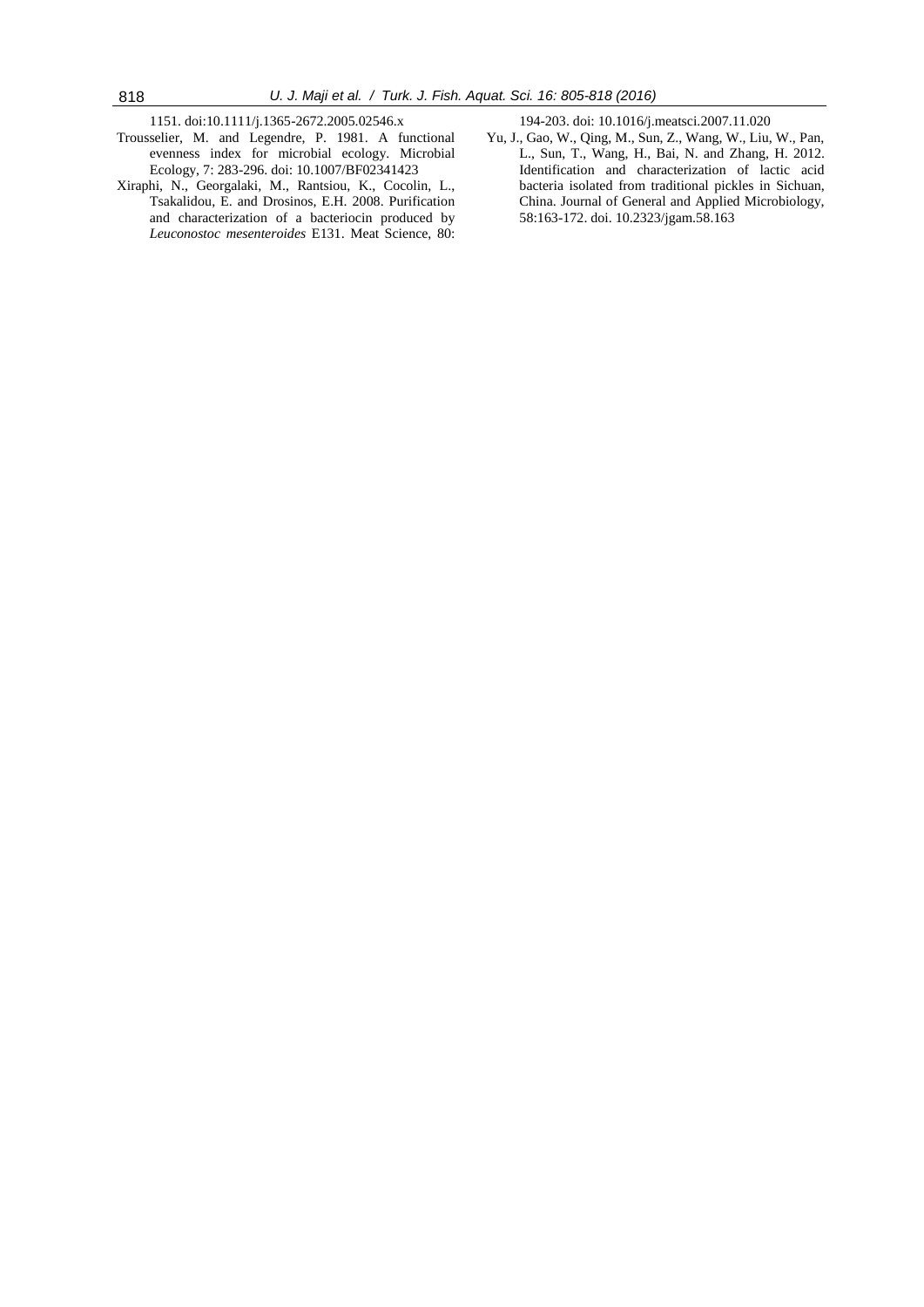1151. doi:10.1111/j.1365-2672.2005.02546.x

Trousselier, M. and Legendre, P. 1981. A functional evenness index for microbial ecology. Microbial Ecology, 7: 283-296. doi: 10.1007/BF02341423

Xiraphi, N., Georgalaki, M., Rantsiou, K., Cocolin, L., Tsakalidou, E. and Drosinos, E.H. 2008. Purification and characterization of a bacteriocin produced by *Leuconostoc mesenteroides* E131. Meat Science, 80: 194-203. doi: 10.1016/j.meatsci.2007.11.020

Yu, J., Gao, W., Qing, M., Sun, Z., Wang, W., Liu, W., Pan, L., Sun, T., Wang, H., Bai, N. and Zhang, H. 2012. Identification and characterization of lactic acid bacteria isolated from traditional pickles in Sichuan, China. Journal of General and Applied Microbiology, 58:163-172. doi. 10.2323/jgam.58.163